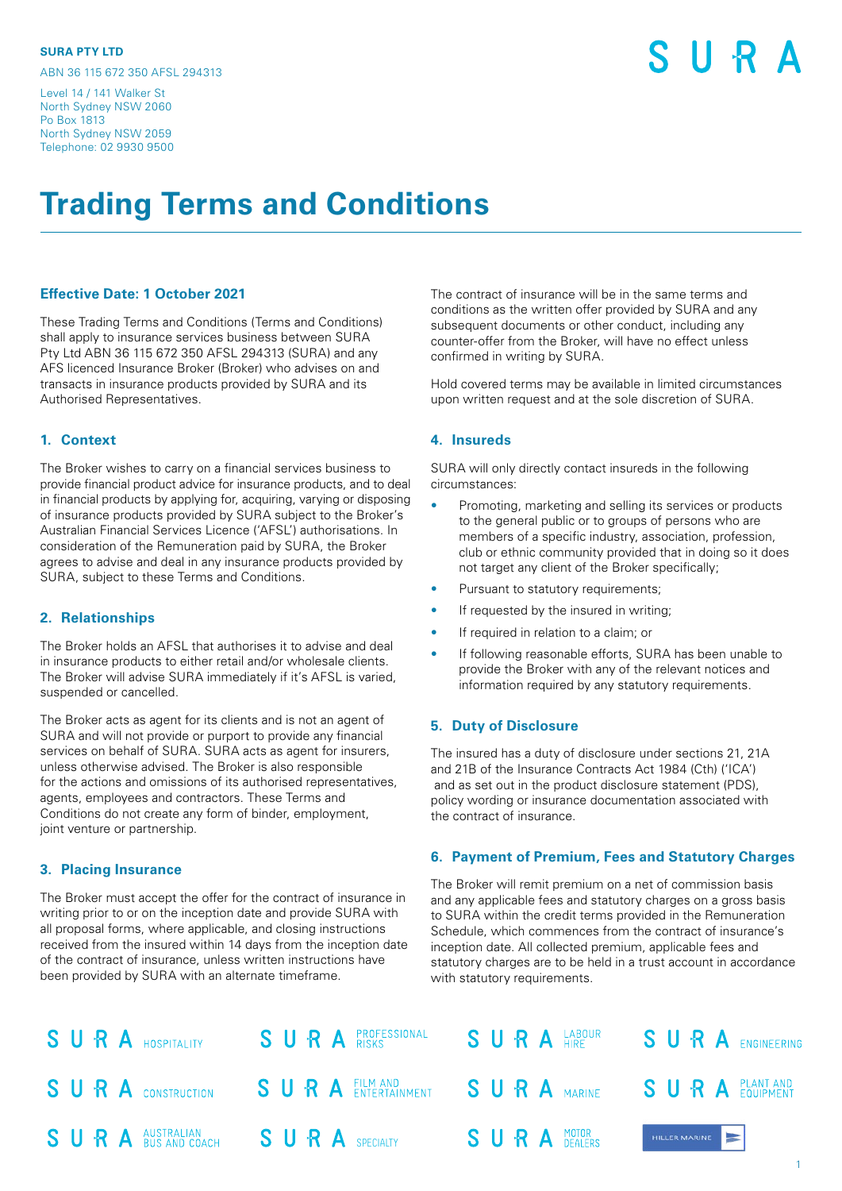**SURA PTY LTD**

ABN 36 115 672 350 AFSL 294313

Level 14 / 141 Walker St
North Sydney NSW 2060
Po Box 1813
North Sydney NSW 2059
Telephone: 02 9930 9500

# Trading Terms and Conditions

### Effective Date: 1 October 2021

These Trading Terms and Conditions (Terms and Conditions) shall apply to insurance services business between SURA Pty Ltd ABN 36 115 672 350 AFSL 294313 (SURA) and any AFS licenced Insurance Broker (Broker) who advises on and transacts in insurance products provided by SURA and its Authorised Representatives.

### 1. Context

The Broker wishes to carry on a financial services business to provide financial product advice for insurance products, and to deal in financial products by applying for, acquiring, varying or disposing of insurance products provided by SURA subject to the Broker's Australian Financial Services Licence ('AFSL') authorisations. In consideration of the Remuneration paid by SURA, the Broker agrees to advise and deal in any insurance products provided by SURA, subject to these Terms and Conditions.

### 2. Relationships

The Broker holds an AFSL that authorises it to advise and deal in insurance products to either retail and/or wholesale clients. The Broker will advise SURA immediately if it's AFSL is varied, suspended or cancelled.

The Broker acts as agent for its clients and is not an agent of SURA and will not provide or purport to provide any financial services on behalf of SURA. SURA acts as agent for insurers, unless otherwise advised. The Broker is also responsible for the actions and omissions of its authorised representatives, agents, employees and contractors. These Terms and Conditions do not create any form of binder, employment, joint venture or partnership.

### 3. Placing Insurance

The Broker must accept the offer for the contract of insurance in writing prior to or on the inception date and provide SURA with all proposal forms, where applicable, and closing instructions received from the insured within 14 days from the inception date of the contract of insurance, unless written instructions have been provided by SURA with an alternate timeframe.

The contract of insurance will be in the same terms and conditions as the written offer provided by SURA and any subsequent documents or other conduct, including any counter-offer from the Broker, will have no effect unless confirmed in writing by SURA.

Hold covered terms may be available in limited circumstances upon written request and at the sole discretion of SURA.

### 4. Insureds

SURA will only directly contact insureds in the following circumstances:

- Promoting, marketing and selling its services or products to the general public or to groups of persons who are members of a specific industry, association, profession, club or ethnic community provided that in doing so it does not target any client of the Broker specifically;
- Pursuant to statutory requirements;
- If requested by the insured in writing;
- If required in relation to a claim; or
- If following reasonable efforts, SURA has been unable to provide the Broker with any of the relevant notices and information required by any statutory requirements.

### 5. Duty of Disclosure

The insured has a duty of disclosure under sections 21, 21A and 21B of the Insurance Contracts Act 1984 (Cth) ('ICA') and as set out in the product disclosure statement (PDS), policy wording or insurance documentation associated with the contract of insurance.

### 6. Payment of Premium, Fees and Statutory Charges

The Broker will remit premium on a net of commission basis and any applicable fees and statutory charges on a gross basis to SURA within the credit terms provided in the Remuneration Schedule, which commences from the contract of insurance's inception date. All collected premium, applicable fees and statutory charges are to be held in a trust account in accordance with statutory requirements.

SURA HOSPITALITY | SURA PROFESSIONAL RISKS | SURA LABOUR HIRE | SURA ENGINEERING | SURA CONSTRUCTION | SURA FILM AND ENTERTAINMENT | SURA MARINE | SURA PLANT AND EQUIPMENT | SURA AUSTRALIAN BUS AND COACH | SURA SPECIALTY | SURA MOTOR DEALERS | HILLER MARINE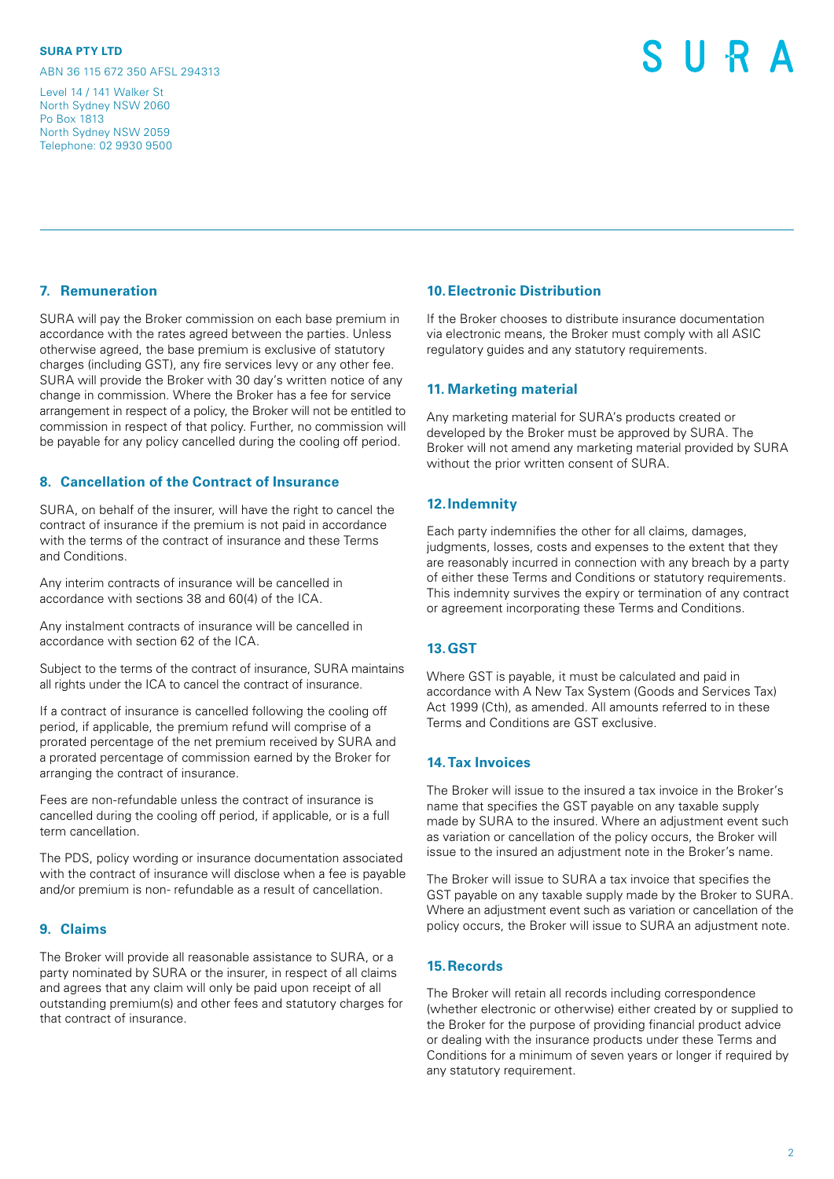**SURA PTY LTD**

ABN 36 115 672 350 AFSL 294313

Level 14 / 141 Walker St
North Sydney NSW 2060
Po Box 1813
North Sydney NSW 2059
Telephone: 02 9930 9500

## 7. Remuneration

SURA will pay the Broker commission on each base premium in accordance with the rates agreed between the parties. Unless otherwise agreed, the base premium is exclusive of statutory charges (including GST), any fire services levy or any other fee. SURA will provide the Broker with 30 day's written notice of any change in commission. Where the Broker has a fee for service arrangement in respect of a policy, the Broker will not be entitled to commission in respect of that policy. Further, no commission will be payable for any policy cancelled during the cooling off period.

## 8. Cancellation of the Contract of Insurance

SURA, on behalf of the insurer, will have the right to cancel the contract of insurance if the premium is not paid in accordance with the terms of the contract of insurance and these Terms and Conditions.

Any interim contracts of insurance will be cancelled in accordance with sections 38 and 60(4) of the ICA.

Any instalment contracts of insurance will be cancelled in accordance with section 62 of the ICA.

Subject to the terms of the contract of insurance, SURA maintains all rights under the ICA to cancel the contract of insurance.

If a contract of insurance is cancelled following the cooling off period, if applicable, the premium refund will comprise of a prorated percentage of the net premium received by SURA and a prorated percentage of commission earned by the Broker for arranging the contract of insurance.

Fees are non-refundable unless the contract of insurance is cancelled during the cooling off period, if applicable, or is a full term cancellation.

The PDS, policy wording or insurance documentation associated with the contract of insurance will disclose when a fee is payable and/or premium is non- refundable as a result of cancellation.

## 9. Claims

The Broker will provide all reasonable assistance to SURA, or a party nominated by SURA or the insurer, in respect of all claims and agrees that any claim will only be paid upon receipt of all outstanding premium(s) and other fees and statutory charges for that contract of insurance.

## 10. Electronic Distribution

If the Broker chooses to distribute insurance documentation via electronic means, the Broker must comply with all ASIC regulatory guides and any statutory requirements.

## 11. Marketing material

Any marketing material for SURA's products created or developed by the Broker must be approved by SURA. The Broker will not amend any marketing material provided by SURA without the prior written consent of SURA.

## 12. Indemnity

Each party indemnifies the other for all claims, damages, judgments, losses, costs and expenses to the extent that they are reasonably incurred in connection with any breach by a party of either these Terms and Conditions or statutory requirements. This indemnity survives the expiry or termination of any contract or agreement incorporating these Terms and Conditions.

## 13. GST

Where GST is payable, it must be calculated and paid in accordance with A New Tax System (Goods and Services Tax) Act 1999 (Cth), as amended. All amounts referred to in these Terms and Conditions are GST exclusive.

## 14. Tax Invoices

The Broker will issue to the insured a tax invoice in the Broker's name that specifies the GST payable on any taxable supply made by SURA to the insured. Where an adjustment event such as variation or cancellation of the policy occurs, the Broker will issue to the insured an adjustment note in the Broker's name.

The Broker will issue to SURA a tax invoice that specifies the GST payable on any taxable supply made by the Broker to SURA. Where an adjustment event such as variation or cancellation of the policy occurs, the Broker will issue to SURA an adjustment note.

## 15. Records

The Broker will retain all records including correspondence (whether electronic or otherwise) either created by or supplied to the Broker for the purpose of providing financial product advice or dealing with the insurance products under these Terms and Conditions for a minimum of seven years or longer if required by any statutory requirement.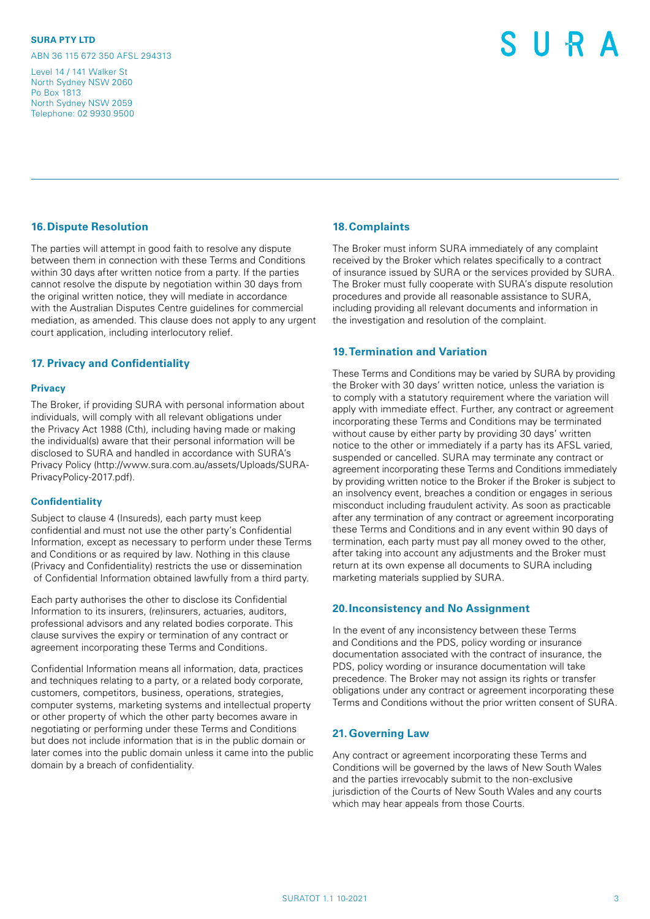**SURA PTY LTD**

ABN 36 115 672 350 AFSL 294313

Level 14 / 141 Walker St
North Sydney NSW 2060
Po Box 1813
North Sydney NSW 2059
Telephone: 02 9930 9500

SURA

## 16. Dispute Resolution

The parties will attempt in good faith to resolve any dispute between them in connection with these Terms and Conditions within 30 days after written notice from a party. If the parties cannot resolve the dispute by negotiation within 30 days from the original written notice, they will mediate in accordance with the Australian Disputes Centre guidelines for commercial mediation, as amended. This clause does not apply to any urgent court application, including interlocutory relief.

## 17. Privacy and Confidentiality

### Privacy

The Broker, if providing SURA with personal information about individuals, will comply with all relevant obligations under the Privacy Act 1988 (Cth), including having made or making the individual(s) aware that their personal information will be disclosed to SURA and handled in accordance with SURA's Privacy Policy (http://www.sura.com.au/assets/Uploads/SURA-PrivacyPolicy-2017.pdf).

### Confidentiality

Subject to clause 4 (Insureds), each party must keep confidential and must not use the other party's Confidential Information, except as necessary to perform under these Terms and Conditions or as required by law. Nothing in this clause (Privacy and Confidentiality) restricts the use or dissemination of Confidential Information obtained lawfully from a third party.

Each party authorises the other to disclose its Confidential Information to its insurers, (re)insurers, actuaries, auditors, professional advisors and any related bodies corporate. This clause survives the expiry or termination of any contract or agreement incorporating these Terms and Conditions.

Confidential Information means all information, data, practices and techniques relating to a party, or a related body corporate, customers, competitors, business, operations, strategies, computer systems, marketing systems and intellectual property or other property of which the other party becomes aware in negotiating or performing under these Terms and Conditions but does not include information that is in the public domain or later comes into the public domain unless it came into the public domain by a breach of confidentiality.

## 18. Complaints

The Broker must inform SURA immediately of any complaint received by the Broker which relates specifically to a contract of insurance issued by SURA or the services provided by SURA. The Broker must fully cooperate with SURA's dispute resolution procedures and provide all reasonable assistance to SURA, including providing all relevant documents and information in the investigation and resolution of the complaint.

## 19. Termination and Variation

These Terms and Conditions may be varied by SURA by providing the Broker with 30 days' written notice, unless the variation is to comply with a statutory requirement where the variation will apply with immediate effect. Further, any contract or agreement incorporating these Terms and Conditions may be terminated without cause by either party by providing 30 days' written notice to the other or immediately if a party has its AFSL varied, suspended or cancelled. SURA may terminate any contract or agreement incorporating these Terms and Conditions immediately by providing written notice to the Broker if the Broker is subject to an insolvency event, breaches a condition or engages in serious misconduct including fraudulent activity. As soon as practicable after any termination of any contract or agreement incorporating these Terms and Conditions and in any event within 90 days of termination, each party must pay all money owed to the other, after taking into account any adjustments and the Broker must return at its own expense all documents to SURA including marketing materials supplied by SURA.

## 20. Inconsistency and No Assignment

In the event of any inconsistency between these Terms and Conditions and the PDS, policy wording or insurance documentation associated with the contract of insurance, the PDS, policy wording or insurance documentation will take precedence. The Broker may not assign its rights or transfer obligations under any contract or agreement incorporating these Terms and Conditions without the prior written consent of SURA.

## 21. Governing Law

Any contract or agreement incorporating these Terms and Conditions will be governed by the laws of New South Wales and the parties irrevocably submit to the non-exclusive jurisdiction of the Courts of New South Wales and any courts which may hear appeals from those Courts.

SURATOT 1.1 10-2021